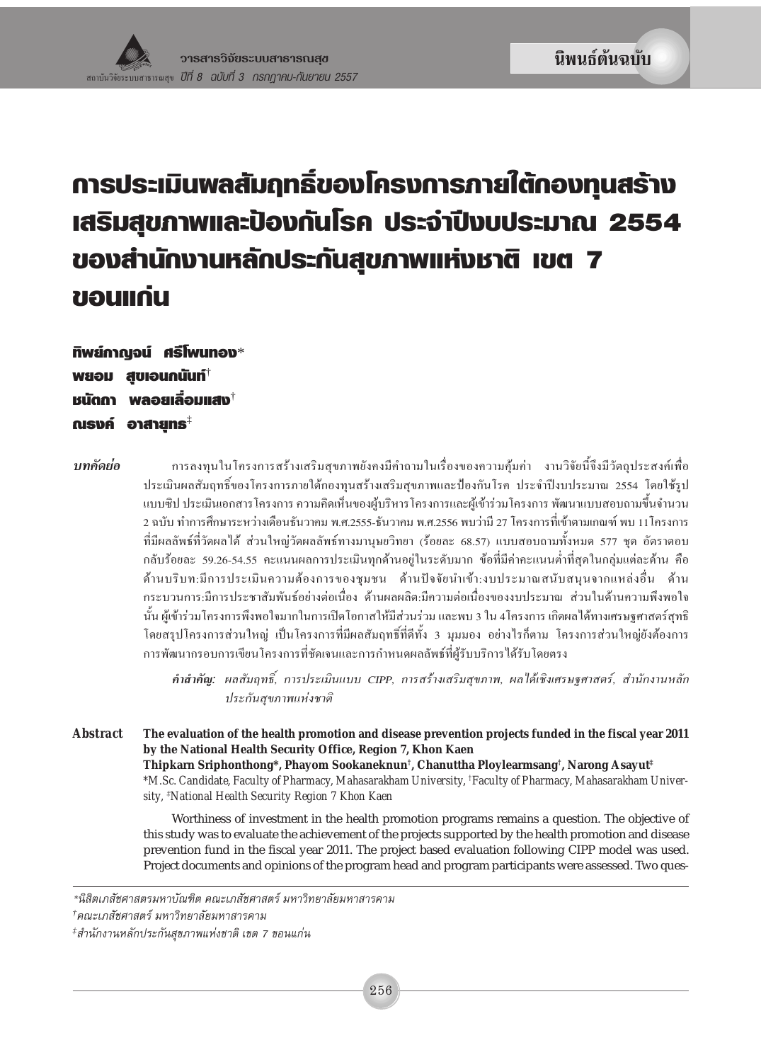นิพนธ์ต้นฉบับ

# การประเมินผลสัมฤทธิ์ของโครงการภายใต้กองทุนสร้างเสริมสุขภาพและป้องกันโรค ประจำปีงบประมาณ 2554 ของสำนักงานหลักประกันสุขภาพแห่งชาติ เขต 7 ขอนแก่น

**ทิพย์กาญจน์ ศรีโพนทอง***
**พยอม สุขเอนกนันท์**[†]
**ชนัตถา พลอยเลื่อมแสง**[†]
**ณรงค์ อาสายุทธ**[‡]

***บทคัดย่อ*** การลงทุนในโครงการสร้างเสริมสุขภาพยังคงมีคำถามในเรื่องของความคุ้มค่า งานวิจัยนี้จึงมีวัตถุประสงค์เพื่อประเมินผลสัมฤทธิ์ของโครงการภายใต้กองทุนสร้างเสริมสุขภาพและป้องกันโรค ประจำปีงบประมาณ 2554 โดยใช้รูปแบบซิป ประเมินเอกสารโครงการ ความคิดเห็นของผู้บริหารโครงการและผู้เข้าร่วมโครงการ พัฒนาแบบสอบถามขึ้นจำนวน 2 ฉบับ ทำการศึกษาระหว่างเดือนธันวาคม พ.ศ.2555-ธันวาคม พ.ศ.2556 พบว่ามี 27 โครงการที่เข้าตามเกณฑ์ พบ 11 โครงการที่มีผลลัพธ์ที่วัดผลได้ ส่วนใหญ่วัดผลลัพธ์ทางมานุษยวิทยา (ร้อยละ 68.57) แบบสอบถามทั้งหมด 577 ชุด อัตราตอบกลับร้อยละ 59.26-54.55 คะแนนผลการประเมินทุกด้านอยู่ในระดับมาก ข้อที่มีค่าคะแนนต่ำที่สุดในกลุ่มแต่ละด้าน คือ ด้านบริบท:มีการประเมินความต้องการของชุมชน ด้านปัจจัยนำเข้า:งบประมาณสนับสนุนจากแหล่งอื่น ด้านกระบวนการ:มีการประชาสัมพันธ์อย่างต่อเนื่อง ด้านผลผลิต:มีความต่อเนื่องของงบประมาณ ส่วนในด้านความพึงพอใจนั้น ผู้เข้าร่วมโครงการพึงพอใจมากในการเปิดโอกาสให้มีส่วนร่วม และพบ 3 ใน 4 โครงการ เกิดผลได้ทางเศรษฐศาสตร์สุทธิ โดยสรุปโครงการส่วนใหญ่ เป็นโครงการที่มีผลสัมฤทธิ์ที่ดีทั้ง 3 มุมมอง อย่างไรก็ตาม โครงการส่วนใหญ่ยังต้องการการพัฒนากรอบการเขียนโครงการที่ชัดเจนและการกำหนดผลลัพธ์ที่ผู้รับบริการได้รับโดยตรง

***คำสำคัญ:*** *ผลสัมฤทธิ์, การประเมินแบบ CIPP, การสร้างเสริมสุขภาพ, ผลได้เชิงเศรษฐศาสตร์, สำนักงานหลักประกันสุขภาพแห่งชาติ*

***Abstract*** **The evaluation of the health promotion and disease prevention projects funded in the fiscal year 2011 by the National Health Security Office, Region 7, Khon Kaen**
**Thipkarn Sriphonthong*, Phayom Sookaneknun**[†]**, Chanuttha Ploylearmsang**[†]**, Narong Asayut**[‡]
*M.Sc. Candidate, Faculty of Pharmacy, Mahasarakham University, [†]Faculty of Pharmacy, Mahasarakham University, [‡]National Health Security Region 7 Khon Kaen

Worthiness of investment in the health promotion programs remains a question. The objective of this study was to evaluate the achievement of the projects supported by the health promotion and disease prevention fund in the fiscal year 2011. The project based evaluation following CIPP model was used. Project documents and opinions of the program head and program participants were assessed. Two ques-

---

*นิสิตเภสัชศาสตรมหาบัณฑิต คณะเภสัชศาสตร์ มหาวิทยาลัยมหาสารคาม

[†]คณะเภสัชศาสตร์ มหาวิทยาลัยมหาสารคาม

[‡]สำนักงานหลักประกันสุขภาพแห่งชาติ เขต 7 ขอนแก่น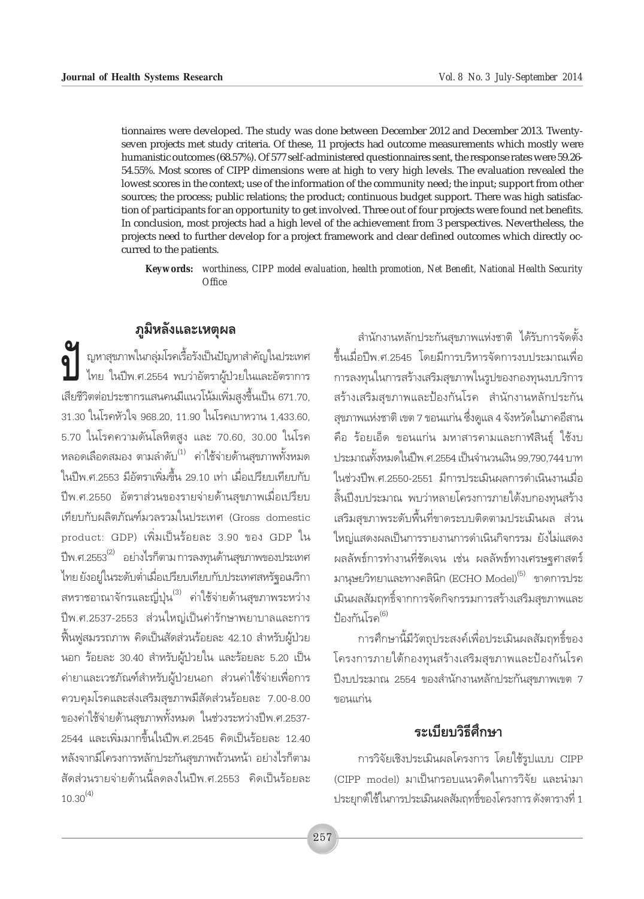tionnaires were developed. The study was done between December 2012 and December 2013. Twenty-seven projects met study criteria. Of these, 11 projects had outcome measurements which mostly were humanistic outcomes (68.57%). Of 577 self-administered questionnaires sent, the response rates were 59.26-54.55%. Most scores of CIPP dimensions were at high to very high levels. The evaluation revealed the lowest scores in the context; use of the information of the community need; the input; support from other sources; the process; public relations; the product; continuous budget support. There was high satisfaction of participants for an opportunity to get involved. Three out of four projects were found net benefits. In conclusion, most projects had a high level of the achievement from 3 perspectives. Nevertheless, the projects need to further develop for a project framework and clear defined outcomes which directly occurred to the patients.

**Keywords:** *worthiness, CIPP model evaluation, health promotion, Net Benefit, National Health Security Office*

## ภูมิหลังและเหตุผล

ปัญหาสุขภาพในกลุ่มโรคเรื้อรังเป็นปัญหาสำคัญในประเทศไทย ในปีพ.ศ.2554 พบว่าอัตราผู้ป่วยในและอัตราการเสียชีวิตต่อประชากรแสนคนมีแนวโน้มเพิ่มสูงขึ้นเป็น 671.70, 31.30 ในโรคหัวใจ 968.20, 11.90 ในโรคเบาหวาน 1,433.60, 5.70 ในโรคความดันโลหิตสูง และ 70.60, 30.00 ในโรคหลอดเลือดสมอง ตามลำดับ[1] ค่าใช้จ่ายด้านสุขภาพทั้งหมดในปีพ.ศ.2553 มีอัตราเพิ่มขึ้น 29.10 เท่า เมื่อเปรียบเทียบกับปีพ.ศ.2550 อัตราส่วนของรายจ่ายด้านสุขภาพเมื่อเปรียบเทียบกับผลิตภัณฑ์มวลรวมในประเทศ (Gross domestic product: GDP) เพิ่มเป็นร้อยละ 3.90 ของ GDP ในปีพ.ศ.2553[2] อย่างไรก็ตาม การลงทุนด้านสุขภาพของประเทศไทย ยังอยู่ในระดับต่ำเมื่อเปรียบเทียบกับประเทศสหรัฐอเมริกา สหราชอาณาจักรและญี่ปุ่น[3] ค่าใช้จ่ายด้านสุขภาพระหว่างปีพ.ศ.2537-2553 ส่วนใหญ่เป็นค่ารักษาพยาบาลและการฟื้นฟูสมรรถภาพ คิดเป็นสัดส่วนร้อยละ 42.10 สำหรับผู้ป่วยนอก ร้อยละ 30.40 สำหรับผู้ป่วยใน และร้อยละ 5.20 เป็นค่ายาและเวชภัณฑ์สำหรับผู้ป่วยนอก ส่วนค่าใช้จ่ายเพื่อการควบคุมโรคและส่งเสริมสุขภาพมีสัดส่วนร้อยละ 7.00-8.00 ของค่าใช้จ่ายด้านสุขภาพทั้งหมด ในช่วงระหว่างปีพ.ศ.2537-2544 และเพิ่มมากขึ้นในปีพ.ศ.2545 คิดเป็นร้อยละ 12.40 หลังจากมีโครงการหลักประกันสุขภาพถ้วนหน้า อย่างไรก็ตาม สัดส่วนรายจ่ายด้านนี้ลดลงในปีพ.ศ.2553 คิดเป็นร้อยละ 10.30[4]

สำนักงานหลักประกันสุขภาพแห่งชาติ ได้รับการจัดตั้งขึ้นเมื่อปีพ.ศ.2545 โดยมีการบริหารจัดการงบประมาณเพื่อการลงทุนในการสร้างเสริมสุขภาพในรูปของกองทุนงบบริการสร้างเสริมสุขภาพและป้องกันโรค สำนักงานหลักประกันสุขภาพแห่งชาติ เขต 7 ขอนแก่น ซึ่งดูแล 4 จังหวัดในภาคอีสาน คือ ร้อยเอ็ด ขอนแก่น มหาสารคามและกาฬสินธุ์ ใช้งบประมาณทั้งหมดในปีพ.ศ.2554 เป็นจำนวนเงิน 99,790,744 บาท ในช่วงปีพ.ศ.2550-2551 มีการประเมินผลการดำเนินงานเมื่อสิ้นปีงบประมาณ พบว่าหลายโครงการภายใต้งบกองทุนสร้างเสริมสุขภาพระดับพื้นที่ขาดระบบติดตามประเมินผล ส่วนใหญ่แสดงผลเป็นการรายงานการดำเนินกิจกรรม ยังไม่แสดงผลลัพธ์การทำงานที่ชัดเจน เช่น ผลลัพธ์ทางเศรษฐศาสตร์ มานุษยวิทยาและทางคลินิก (ECHO Model)[5] ขาดการประเมินผลสัมฤทธิ์จากการจัดกิจกรรมการสร้างเสริมสุขภาพและป้องกันโรค[6]

การศึกษานี้มีวัตถุประสงค์เพื่อประเมินผลสัมฤทธิ์ของโครงการภายใต้กองทุนสร้างเสริมสุขภาพและป้องกันโรค ปีงบประมาณ 2554 ของสำนักงานหลักประกันสุขภาพเขต 7 ขอนแก่น

## ระเบียบวิธีศึกษา

การวิจัยเชิงประเมินผลโครงการ โดยใช้รูปแบบ CIPP (CIPP model) มาเป็นกรอบแนวคิดในการวิจัย และนำมาประยุกต์ใช้ในการประเมินผลสัมฤทธิ์ของโครงการ ดังตารางที่ 1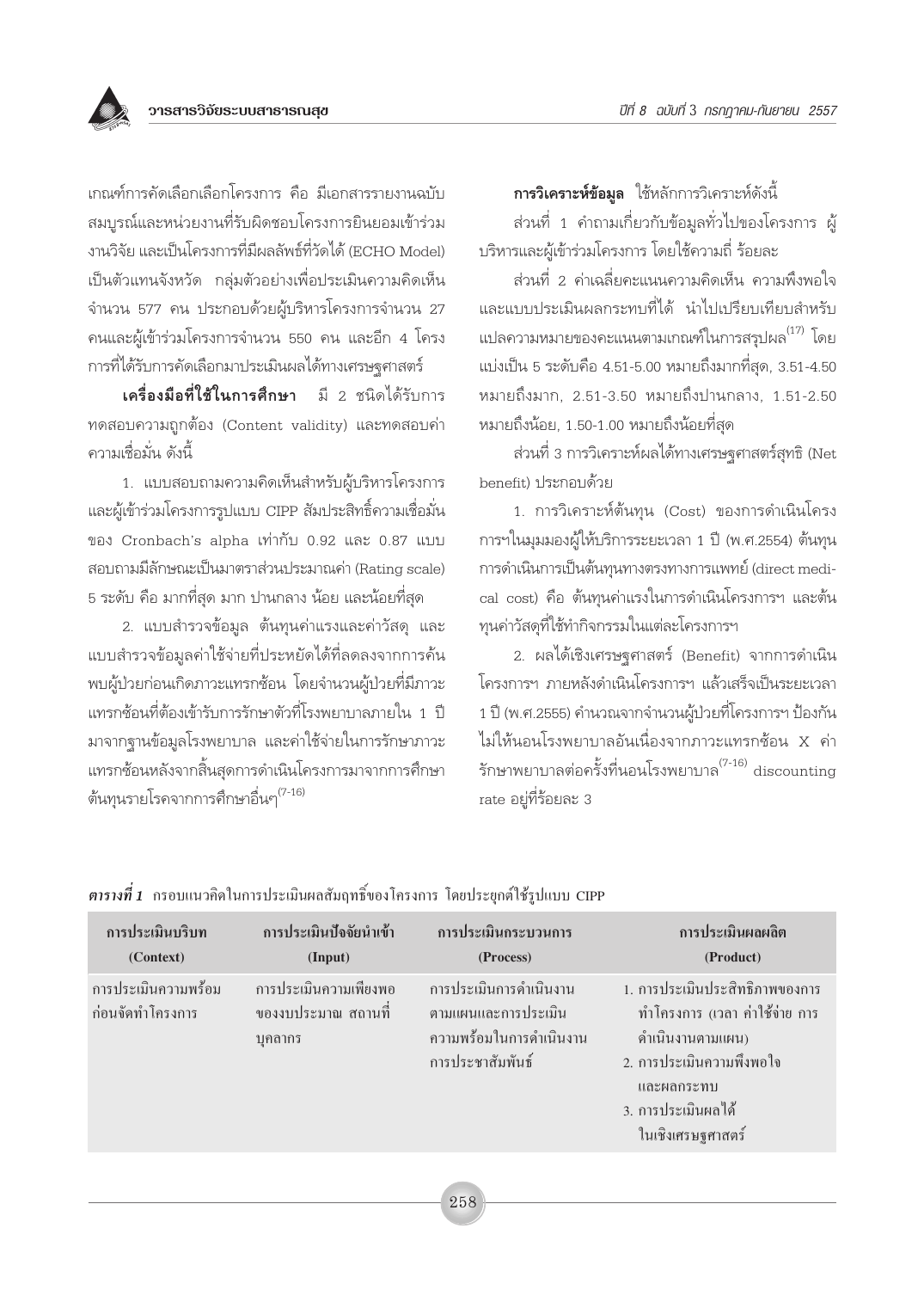เกณฑ์การคัดเลือกเลือกโครงการ คือ มีเอกสารรายงานฉบับสมบูรณ์และหน่วยงานที่รับผิดชอบโครงการยินยอมเข้าร่วมงานวิจัย และเป็นโครงการที่มีผลลัพธ์ที่วัดได้ (ECHO Model) เป็นตัวแทนจังหวัด กลุ่มตัวอย่างเพื่อประเมินความคิดเห็นจำนวน 577 คน ประกอบด้วยผู้บริหารโครงการจำนวน 27 คนและผู้เข้าร่วมโครงการจำนวน 550 คน และอีก 4 โครงการที่ได้รับการคัดเลือกมาประเมินผลได้ทางเศรษฐศาสตร์

**เครื่องมือที่ใช้ในการศึกษา** มี 2 ชนิดได้รับการทดสอบความถูกต้อง (Content validity) และทดสอบค่าความเชื่อมั่น ดังนี้

1. แบบสอบถามความคิดเห็นสำหรับผู้บริหารโครงการและผู้เข้าร่วมโครงการรูปแบบ CIPP สัมประสิทธิ์ความเชื่อมั่นของ Cronbach's alpha เท่ากับ 0.92 และ 0.87 แบบสอบถามมีลักษณะเป็นมาตราส่วนประมาณค่า (Rating scale) 5 ระดับ คือ มากที่สุด มาก ปานกลาง น้อย และน้อยที่สุด

2. แบบสำรวจข้อมูล ต้นทุนค่าแรงและค่าวัสดุ และแบบสำรวจข้อมูลค่าใช้จ่ายที่ประหยัดได้ที่ลดลงจากการค้นพบผู้ป่วยก่อนเกิดภาวะแทรกซ้อน โดยจำนวนผู้ป่วยที่มีภาวะแทรกซ้อนที่ต้องเข้ารับการรักษาตัวที่โรงพยาบาลภายใน 1 ปี มาจากฐานข้อมูลโรงพยาบาล และค่าใช้จ่ายในการรักษาภาวะแทรกซ้อนหลังจากสิ้นสุดการดำเนินโครงการมาจากการศึกษาต้นทุนรายโรคจากการศึกษาอื่นๆ[7-16]

**การวิเคราะห์ข้อมูล** ใช้หลักการวิเคราะห์ดังนี้

ส่วนที่ 1 คำถามเกี่ยวกับข้อมูลทั่วไปของโครงการ ผู้บริหารและผู้เข้าร่วมโครงการ โดยใช้ความถี่ ร้อยละ

ส่วนที่ 2 ค่าเฉลี่ยคะแนนความคิดเห็น ความพึงพอใจ และแบบประเมินผลกระทบที่ได้ นำไปเปรียบเทียบสำหรับแปลความหมายของคะแนนตามเกณฑ์ในการสรุปผล[17] โดยแบ่งเป็น 5 ระดับคือ 4.51-5.00 หมายถึงมากที่สุด, 3.51-4.50 หมายถึงมาก, 2.51-3.50 หมายถึงปานกลาง, 1.51-2.50 หมายถึงน้อย, 1.50-1.00 หมายถึงน้อยที่สุด

ส่วนที่ 3 การวิเคราะห์ผลได้ทางเศรษฐศาสตร์สุทธิ (Net benefit) ประกอบด้วย

1. การวิเคราะห์ต้นทุน (Cost) ของการดำเนินโครงการฯในมุมมองผู้ให้บริการระยะเวลา 1 ปี (พ.ศ.2554) ต้นทุนการดำเนินการเป็นต้นทุนทางตรงทางการแพทย์ (direct medical cost) คือ ต้นทุนค่าแรงในการดำเนินโครงการฯ และต้นทุนค่าวัสดุที่ใช้ทำกิจกรรมในแต่ละโครงการฯ

2. ผลได้เชิงเศรษฐศาสตร์ (Benefit) จากการดำเนินโครงการฯ ภายหลังดำเนินโครงการฯ แล้วเสร็จเป็นระยะเวลา 1 ปี (พ.ศ.2555) คำนวณจากจำนวนผู้ป่วยที่โครงการฯ ป้องกันไม่ให้นอนโรงพยาบาลอันเนื่องจากภาวะแทรกซ้อน X ค่ารักษาพยาบาลต่อครั้งที่นอนโรงพยาบาล[7-16] discounting rate อยู่ที่ร้อยละ 3

***ตารางที่ 1*** กรอบแนวคิดในการประเมินผลสัมฤทธิ์ของโครงการ โดยประยุกต์ใช้รูปแบบ CIPP

| การประเมินบริบท (Context) | การประเมินปัจจัยนำเข้า (Input) | การประเมินกระบวนการ (Process) | การประเมินผลผลิต (Product) |
|---|---|---|---|
| การประเมินความพร้อมก่อนจัดทำโครงการ | การประเมินความเพียงพอของงบประมาณ สถานที่ บุคลากร | การประเมินการดำเนินงานตามแผนและการประเมินความพร้อมในการดำเนินงาน การประชาสัมพันธ์ | 1. การประเมินประสิทธิภาพของการทำโครงการ (เวลา ค่าใช้จ่าย การดำเนินงานตามแผน)<br>2. การประเมินความพึงพอใจและผลกระทบ<br>3. การประเมินผลได้ในเชิงเศรษฐศาสตร์ |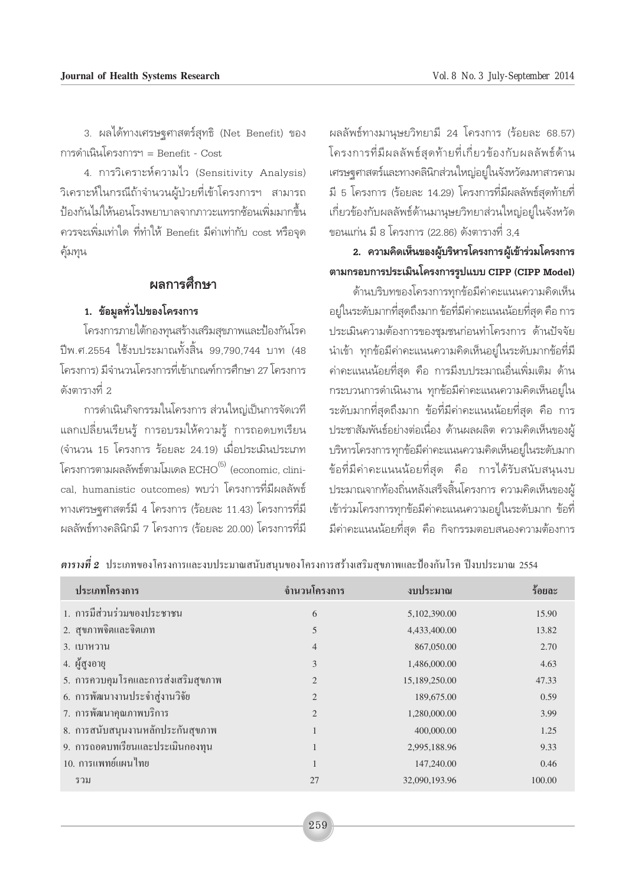3. ผลได้ทางเศรษฐศาสตร์สุทธิ (Net Benefit) ของการดำเนินโครงการฯ = Benefit - Cost

4. การวิเคราะห์ความไว (Sensitivity Analysis) วิเคราะห์ในกรณีถ้าจำนวนผู้ป่วยที่เข้าโครงการฯ สามารถป้องกันไม่ให้นอนโรงพยาบาลจากภาวะแทรกซ้อนเพิ่มมากขึ้นควรจะเพิ่มเท่าใด ที่ทำให้ Benefit มีค่าเท่ากับ cost หรือจุดคุ้มทุน

## ผลการศึกษา

### 1. ข้อมูลทั่วไปของโครงการ

โครงการภายใต้กองทุนสร้างเสริมสุขภาพและป้องกันโรค ปีพ.ศ.2554 ใช้งบประมาณทั้งสิ้น 99,790,744 บาท (48 โครงการ) มีจำนวนโครงการที่เข้าเกณฑ์การศึกษา 27 โครงการ ดังตารางที่ 2

การดำเนินกิจกรรมในโครงการ ส่วนใหญ่เป็นการจัดเวทีแลกเปลี่ยนเรียนรู้ การอบรมให้ความรู้ การถอดบทเรียน (จำนวน 15 โครงการ ร้อยละ 24.19) เมื่อประเมินประเภทโครงการตามผลลัพธ์ตามโมเดล ECHO[5] (economic, clinical, humanistic outcomes) พบว่า โครงการที่มีผลลัพธ์ทางเศรษฐศาสตร์มี 4 โครงการ (ร้อยละ 11.43) โครงการที่มีผลลัพธ์ทางคลินิกมี 7 โครงการ (ร้อยละ 20.00) โครงการที่มีผลลัพธ์ทางมานุษยวิทยามี 24 โครงการ (ร้อยละ 68.57) โครงการที่มีผลลัพธ์สุดท้ายที่เกี่ยวข้องกับผลลัพธ์ด้านเศรษฐศาสตร์และทางคลินิกส่วนใหญ่อยู่ในจังหวัดมหาสารคาม มี 5 โครงการ (ร้อยละ 14.29) โครงการที่มีผลลัพธ์สุดท้ายที่เกี่ยวข้องกับผลลัพธ์ด้านมานุษยวิทยาส่วนใหญ่อยู่ในจังหวัดขอนแก่น มี 8 โครงการ (22.86) ดังตารางที่ 3,4

### 2. ความคิดเห็นของผู้บริหารโครงการผู้เข้าร่วมโครงการตามกรอบการประเมินโครงการรูปแบบ CIPP (CIPP Model)

ด้านบริบทของโครงการทุกข้อมีค่าคะแนนความคิดเห็นอยู่ในระดับมากที่สุดถึงมาก ข้อที่มีค่าคะแนนน้อยที่สุด คือ การประเมินความต้องการของชุมชนก่อนทำโครงการ ด้านปัจจัยนำเข้า ทุกข้อมีค่าคะแนนความคิดเห็นอยู่ในระดับมากข้อที่มีค่าคะแนนน้อยที่สุด คือ การมีงบประมาณอื่นเพิ่มเติม ด้านกระบวนการดำเนินงาน ทุกข้อมีค่าคะแนนความคิดเห็นอยู่ในระดับมากที่สุดถึงมาก ข้อที่มีค่าคะแนนน้อยที่สุด คือ การประชาสัมพันธ์อย่างต่อเนื่อง ด้านผลผลิต ความคิดเห็นของผู้บริหารโครงการทุกข้อมีค่าคะแนนความคิดเห็นอยู่ในระดับมาก ข้อที่มีค่าคะแนนน้อยที่สุด คือ การได้รับสนับสนุนงบประมาณจากท้องถิ่นหลังเสร็จสิ้นโครงการ ความคิดเห็นของผู้เข้าร่วมโครงการทุกข้อมีค่าคะแนนความอยู่ในระดับมาก ข้อที่มีค่าคะแนนน้อยที่สุด คือ กิจกรรมตอบสนองความต้องการ

***ตารางที่ 2*** ประเภทของโครงการและงบประมาณสนับสนุนของโครงการสร้างเสริมสุขภาพและป้องกันโรค ปีงบประมาณ 2554

| ประเภทโครงการ | จำนวนโครงการ | งบประมาณ | ร้อยละ |
|---|---|---|---|
| 1. การมีส่วนร่วมของประชาชน | 6 | 5,102,390.00 | 15.90 |
| 2. สุขภาพจิตและจิตเภท | 5 | 4,433,400.00 | 13.82 |
| 3. เบาหวาน | 4 | 867,050.00 | 2.70 |
| 4. ผู้สูงอายุ | 3 | 1,486,000.00 | 4.63 |
| 5. การควบคุมโรคและการส่งเสริมสุขภาพ | 2 | 15,189,250.00 | 47.33 |
| 6. การพัฒนางานประจำสู่งานวิจัย | 2 | 189,675.00 | 0.59 |
| 7. การพัฒนาคุณภาพบริการ | 2 | 1,280,000.00 | 3.99 |
| 8. การสนับสนุนงานหลักประกันสุขภาพ | 1 | 400,000.00 | 1.25 |
| 9. การถอดบทเรียนและประเมินกองทุน | 1 | 2,995,188.96 | 9.33 |
| 10. การแพทย์แผนไทย | 1 | 147,240.00 | 0.46 |
| รวม | 27 | 32,090,193.96 | 100.00 |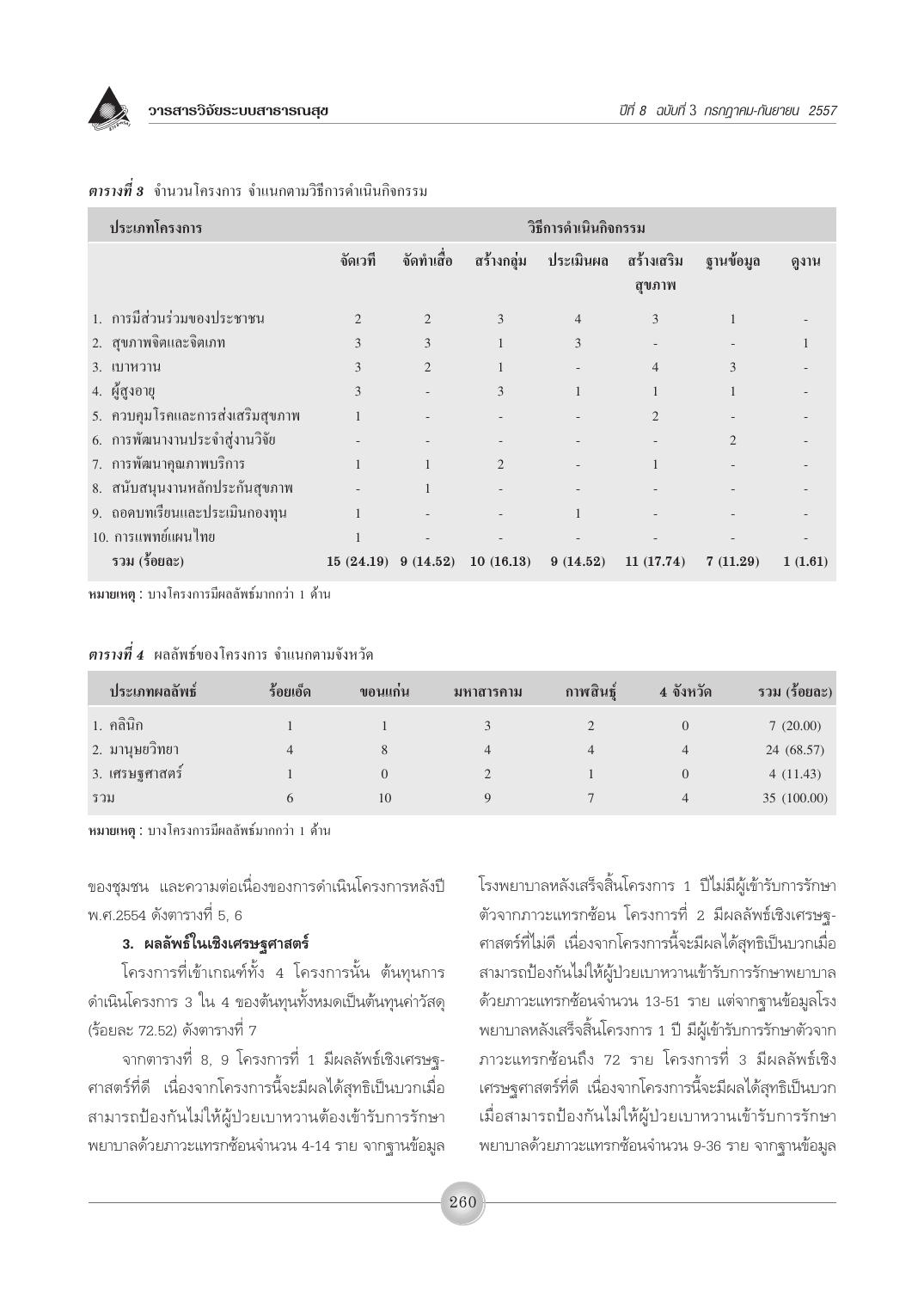***ตารางที่ 3*** จำนวนโครงการ จำแนกตามวิธีการดำเนินกิจกรรม

| ประเภทโครงการ | วิธีการดำเนินกิจกรรม | | | | | | |
|---|---|---|---|---|---|---|---|
| | จัดเวที | จัดทำเสื่อ | สร้างกลุ่ม | ประเมินผล | สร้างเสริมสุขภาพ | ฐานข้อมูล | ดูงาน |
| 1. การมีส่วนร่วมของประชาชน | 2 | 2 | 3 | 4 | 3 | 1 | - |
| 2. สุขภาพจิตและจิตเภท | 3 | 3 | 1 | 3 | - | - | 1 |
| 3. เบาหวาน | 3 | 2 | 1 | - | 4 | 3 | - |
| 4. ผู้สูงอายุ | 3 | - | 3 | 1 | 1 | 1 | - |
| 5. ควบคุมโรคและการส่งเสริมสุขภาพ | 1 | - | - | - | 2 | - | - |
| 6. การพัฒนางานประจำสู่งานวิจัย | - | - | - | - | - | 2 | - |
| 7. การพัฒนาคุณภาพบริการ | 1 | 1 | 2 | - | 1 | - | - |
| 8. สนับสนุนงานหลักประกันสุขภาพ | - | 1 | - | - | - | - | - |
| 9. ถอดบทเรียนและประเมินกองทุน | 1 | - | - | 1 | - | - | - |
| 10. การแพทย์แผนไทย | 1 | - | - | - | - | - | - |
| **รวม (ร้อยละ)** | **15 (24.19)** | **9 (14.52)** | **10 (16.13)** | **9 (14.52)** | **11 (17.74)** | **7 (11.29)** | **1 (1.61)** |

**หมายเหตุ :** บางโครงการมีผลลัพธ์มากกว่า 1 ด้าน

***ตารางที่ 4*** ผลลัพธ์ของโครงการ จำแนกตามจังหวัด

| ประเภทผลลัพธ์ | ร้อยเอ็ด | ขอนแก่น | มหาสารคาม | กาฬสินธุ์ | 4 จังหวัด | รวม (ร้อยละ) |
|---|---|---|---|---|---|---|
| 1. คลินิก | 1 | 1 | 3 | 2 | 0 | 7 (20.00) |
| 2. มานุษยวิทยา | 4 | 8 | 4 | 4 | 4 | 24 (68.57) |
| 3. เศรษฐศาสตร์ | 1 | 0 | 2 | 1 | 0 | 4 (11.43) |
| รวม | 6 | 10 | 9 | 7 | 4 | 35 (100.00) |

**หมายเหตุ :** บางโครงการมีผลลัพธ์มากกว่า 1 ด้าน

ของชุมชน และความต่อเนื่องของการดำเนินโครงการหลังปี พ.ศ.2554 ดังตารางที่ 5, 6

### 3. ผลลัพธ์ในเชิงเศรษฐศาสตร์

โครงการที่เข้าเกณฑ์ทั้ง 4 โครงการนั้น ต้นทุนการดำเนินโครงการ 3 ใน 4 ของต้นทุนทั้งหมดเป็นต้นทุนค่าวัสดุ (ร้อยละ 72.52) ดังตารางที่ 7

จากตารางที่ 8, 9 โครงการที่ 1 มีผลลัพธ์เชิงเศรษฐศาสตร์ที่ดี เนื่องจากโครงการนี้จะมีผลได้สุทธิเป็นบวกเมื่อสามารถป้องกันไม่ให้ผู้ป่วยเบาหวานต้องเข้ารับการรักษาพยาบาลด้วยภาวะแทรกซ้อนจำนวน 4-14 ราย จากฐานข้อมูลโรงพยาบาลหลังเสร็จสิ้นโครงการ 1 ปีไม่มีผู้เข้ารับการรักษาตัวจากภาวะแทรกซ้อน โครงการที่ 2 มีผลลัพธ์เชิงเศรษฐศาสตร์ที่ไม่ดี เนื่องจากโครงการนี้จะมีผลได้สุทธิเป็นบวกเมื่อสามารถป้องกันไม่ให้ผู้ป่วยเบาหวานเข้ารับการรักษาพยาบาลด้วยภาวะแทรกซ้อนจำนวน 13-51 ราย แต่จากฐานข้อมูลโรงพยาบาลหลังเสร็จสิ้นโครงการ 1 ปี มีผู้เข้ารับการรักษาตัวจากภาวะแทรกซ้อนถึง 72 ราย โครงการที่ 3 มีผลลัพธ์เชิงเศรษฐศาสตร์ที่ดี เนื่องจากโครงการนี้จะมีผลได้สุทธิเป็นบวกเมื่อสามารถป้องกันไม่ให้ผู้ป่วยเบาหวานเข้ารับการรักษาพยาบาลด้วยภาวะแทรกซ้อนจำนวน 9-36 ราย จากฐานข้อมูล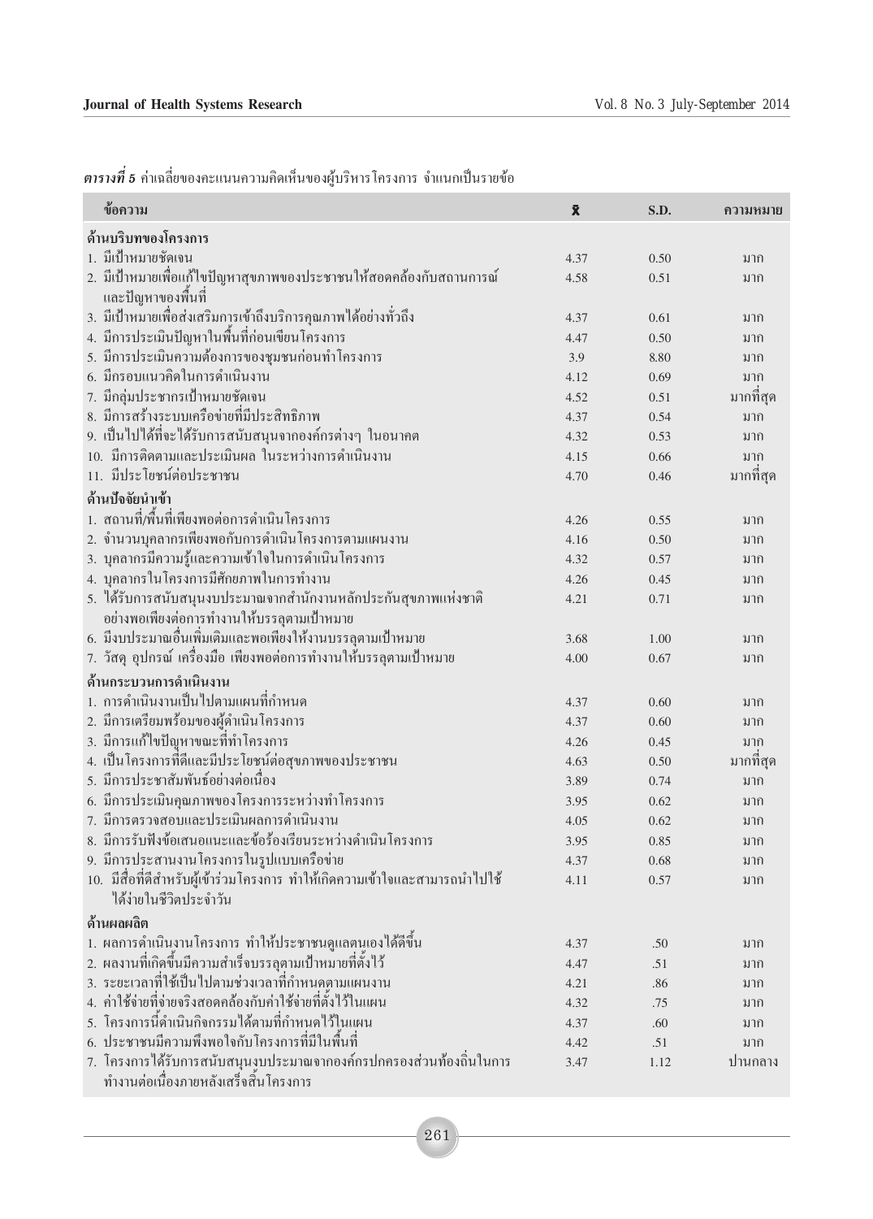***ตารางที่ 5*** ค่าเฉลี่ยของคะแนนความคิดเห็นของผู้บริหารโครงการ จำแนกเป็นรายข้อ

| ข้อความ | $\bar{x}$ | S.D. | ความหมาย |
|---|---|---|---|
| **ด้านบริบทของโครงการ** | | | |
| 1. มีเป้าหมายชัดเจน | 4.37 | 0.50 | มาก |
| 2. มีเป้าหมายเพื่อแก้ไขปัญหาสุขภาพของประชาชนให้สอดคล้องกับสถานการณ์และปัญหาของพื้นที่ | 4.58 | 0.51 | มาก |
| 3. มีเป้าหมายเพื่อส่งเสริมการเข้าถึงบริการคุณภาพได้อย่างทั่วถึง | 4.37 | 0.61 | มาก |
| 4. มีการประเมินปัญหาในพื้นที่ก่อนเขียนโครงการ | 4.47 | 0.50 | มาก |
| 5. มีการประเมินความต้องการของชุมชนก่อนทำโครงการ | 3.9 | 8.80 | มาก |
| 6. มีกรอบแนวคิดในการดำเนินงาน | 4.12 | 0.69 | มาก |
| 7. มีกลุ่มประชากรเป้าหมายชัดเจน | 4.52 | 0.51 | มากที่สุด |
| 8. มีการสร้างระบบเครือข่ายที่มีประสิทธิภาพ | 4.37 | 0.54 | มาก |
| 9. เป็นไปได้ที่จะได้รับการสนับสนุนจากองค์กรต่างๆ ในอนาคต | 4.32 | 0.53 | มาก |
| 10. มีการติดตามและประเมินผล ในระหว่างการดำเนินงาน | 4.15 | 0.66 | มาก |
| 11. มีประโยชน์ต่อประชาชน | 4.70 | 0.46 | มากที่สุด |
| **ด้านปัจจัยนำเข้า** | | | |
| 1. สถานที่/พื้นที่เพียงพอต่อการดำเนินโครงการ | 4.26 | 0.55 | มาก |
| 2. จำนวนบุคลากรเพียงพอกับการดำเนินโครงการตามแผนงาน | 4.16 | 0.50 | มาก |
| 3. บุคลากรมีความรู้และความเข้าใจในการดำเนินโครงการ | 4.32 | 0.57 | มาก |
| 4. บุคลากรในโครงการมีศักยภาพในการทำงาน | 4.26 | 0.45 | มาก |
| 5. ได้รับการสนับสนุนงบประมาณจากสำนักงานหลักประกันสุขภาพแห่งชาติอย่างพอเพียงต่อการทำงานให้บรรลุตามเป้าหมาย | 4.21 | 0.71 | มาก |
| 6. มีงบประมาณอื่นเพิ่มเติมและพอเพียงให้งานบรรลุตามเป้าหมาย | 3.68 | 1.00 | มาก |
| 7. วัสดุ อุปกรณ์ เครื่องมือ เพียงพอต่อการทำงานให้บรรลุตามเป้าหมาย | 4.00 | 0.67 | มาก |
| **ด้านกระบวนการดำเนินงาน** | | | |
| 1. การดำเนินงานเป็นไปตามแผนที่กำหนด | 4.37 | 0.60 | มาก |
| 2. มีการเตรียมพร้อมของผู้ดำเนินโครงการ | 4.37 | 0.60 | มาก |
| 3. มีการแก้ไขปัญหาขณะที่ทำโครงการ | 4.26 | 0.45 | มาก |
| 4. เป็นโครงการที่ดีและมีประโยชน์ต่อสุขภาพของประชาชน | 4.63 | 0.50 | มากที่สุด |
| 5. มีการประชาสัมพันธ์อย่างต่อเนื่อง | 3.89 | 0.74 | มาก |
| 6. มีการประเมินคุณภาพของโครงการระหว่างทำโครงการ | 3.95 | 0.62 | มาก |
| 7. มีการตรวจสอบและประเมินผลการดำเนินงาน | 4.05 | 0.62 | มาก |
| 8. มีการรับฟังข้อเสนอแนะและข้อร้องเรียนระหว่างดำเนินโครงการ | 3.95 | 0.85 | มาก |
| 9. มีการประสานงานโครงการในรูปแบบเครือข่าย | 4.37 | 0.68 | มาก |
| 10. มีสื่อที่ดีสำหรับผู้เข้าร่วมโครงการ ทำให้เกิดความเข้าใจและสามารถนำไปใช้ได้ง่ายในชีวิตประจำวัน | 4.11 | 0.57 | มาก |
| **ด้านผลผลิต** | | | |
| 1. ผลการดำเนินงานโครงการ ทำให้ประชาชนดูแลตนเองได้ดีขึ้น | 4.37 | .50 | มาก |
| 2. ผลงานที่เกิดขึ้นมีความสำเร็จบรรลุตามเป้าหมายที่ตั้งไว้ | 4.47 | .51 | มาก |
| 3. ระยะเวลาที่ใช้เป็นไปตามช่วงเวลาที่กำหนดตามแผนงาน | 4.21 | .86 | มาก |
| 4. ค่าใช้จ่ายที่จ่ายจริงสอดคล้องกับค่าใช้จ่ายที่ตั้งไว้ในแผน | 4.32 | .75 | มาก |
| 5. โครงการนี้ดำเนินกิจกรรมได้ตามที่กำหนดไว้ในแผน | 4.37 | .60 | มาก |
| 6. ประชาชนมีความพึงพอใจกับโครงการที่มีในพื้นที่ | 4.42 | .51 | มาก |
| 7. โครงการได้รับการสนับสนุนงบประมาณจากองค์กรปกครองส่วนท้องถิ่นในการทำงานต่อเนื่องภายหลังเสร็จสิ้นโครงการ | 3.47 | 1.12 | ปานกลาง |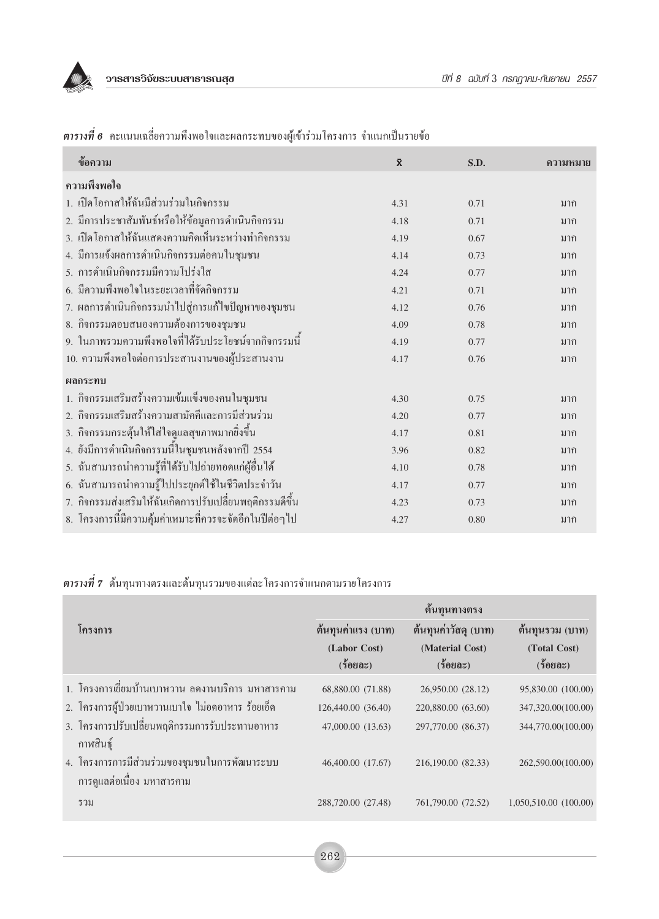***ตารางที่ 6*** คะแนนเฉลี่ยความพึงพอใจและผลกระทบของผู้เข้าร่วมโครงการ จำแนกเป็นรายข้อ

| ข้อความ | $\bar{X}$ | S.D. | ความหมาย |
|---|---|---|---|
| **ความพึงพอใจ** | | | |
| 1. เปิดโอกาสให้ฉันมีส่วนร่วมในกิจกรรม | 4.31 | 0.71 | มาก |
| 2. มีการประชาสัมพันธ์หรือให้ข้อมูลการดำเนินกิจกรรม | 4.18 | 0.71 | มาก |
| 3. เปิดโอกาสให้ฉันแสดงความคิดเห็นระหว่างทำกิจกรรม | 4.19 | 0.67 | มาก |
| 4. มีการแจ้งผลการดำเนินกิจกรรมต่อคนในชุมชน | 4.14 | 0.73 | มาก |
| 5. การดำเนินกิจกรรมมีความโปร่งใส | 4.24 | 0.77 | มาก |
| 6. มีความพึงพอใจในระยะเวลาที่จัดกิจกรรม | 4.21 | 0.71 | มาก |
| 7. ผลการดำเนินกิจกรรมนำไปสู่การแก้ไขปัญหาของชุมชน | 4.12 | 0.76 | มาก |
| 8. กิจกรรมตอบสนองความต้องการของชุมชน | 4.09 | 0.78 | มาก |
| 9. ในภาพรวมความพึงพอใจที่ได้รับประโยชน์จากกิจกรรมนี้ | 4.19 | 0.77 | มาก |
| 10. ความพึงพอใจต่อการประสานงานของผู้ประสานงาน | 4.17 | 0.76 | มาก |
| **ผลกระทบ** | | | |
| 1. กิจกรรมเสริมสร้างความเข้มแข็งของคนในชุมชน | 4.30 | 0.75 | มาก |
| 2. กิจกรรมเสริมสร้างความสามัคคีและการมีส่วนร่วม | 4.20 | 0.77 | มาก |
| 3. กิจกรรมกระตุ้นให้ใส่ใจดูแลสุขภาพมากยิ่งขึ้น | 4.17 | 0.81 | มาก |
| 4. ยังมีการดำเนินกิจกรรมนี้ในชุมชนหลังจากปี 2554 | 3.96 | 0.82 | มาก |
| 5. ฉันสามารถนำความรู้ที่ได้รับไปถ่ายทอดแก่ผู้อื่นได้ | 4.10 | 0.78 | มาก |
| 6. ฉันสามารถนำความรู้ไปประยุกต์ใช้ในชีวิตประจำวัน | 4.17 | 0.77 | มาก |
| 7. กิจกรรมส่งเสริมให้ฉันเกิดการปรับเปลี่ยนพฤติกรรมดีขึ้น | 4.23 | 0.73 | มาก |
| 8. โครงการนี้มีความคุ้มค่าเหมาะที่ควรจะจัดอีกในปีต่อๆไป | 4.27 | 0.80 | มาก |

***ตารางที่ 7*** ต้นทุนทางตรงและต้นทุนรวมของแต่ละโครงการจำแนกตามรายโครงการ

| โครงการ | ต้นทุนทางตรง | | |
|---|---|---|---|
| | ต้นทุนค่าแรง (บาท) (Labor Cost) (ร้อยละ) | ต้นทุนค่าวัสดุ (บาท) (Material Cost) (ร้อยละ) | ต้นทุนรวม (บาท) (Total Cost) (ร้อยละ) |
| 1. โครงการเยี่ยมบ้านเบาหวาน ลดงานบริการ มหาสารคาม | 68,880.00 (71.88) | 26,950.00 (28.12) | 95,830.00 (100.00) |
| 2. โครงการผู้ป่วยเบาหวานเบาใจ ไม่อดอาหาร ร้อยเอ็ด | 126,440.00 (36.40) | 220,880.00 (63.60) | 347,320.00(100.00) |
| 3. โครงการปรับเปลี่ยนพฤติกรรมการรับประทานอาหาร กาฬสินธุ์ | 47,000.00 (13.63) | 297,770.00 (86.37) | 344,770.00(100.00) |
| 4. โครงการการมีส่วนร่วมของชุมชนในการพัฒนาระบบการดูแลต่อเนื่อง มหาสารคาม | 46,400.00 (17.67) | 216,190.00 (82.33) | 262,590.00(100.00) |
| รวม | 288,720.00 (27.48) | 761,790.00 (72.52) | 1,050,510.00 (100.00) |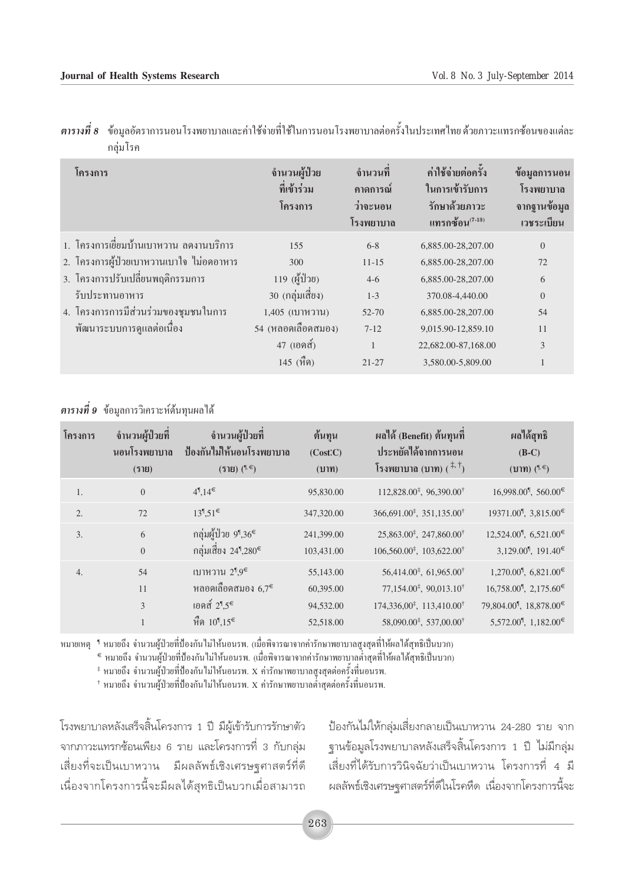**ตารางที่ 8** ข้อมูลอัตราการนอนโรงพยาบาลและค่าใช้จ่ายที่ใช้ในการนอนโรงพยาบาลต่อครั้งในประเทศไทย ด้วยภาวะแทรกซ้อนของแต่ละกลุ่มโรค

| โครงการ | จำนวนผู้ป่วยที่เข้าร่วมโครงการ | จำนวนที่คาดการณ์ว่าจะนอนโรงพยาบาล | ค่าใช้จ่ายต่อครั้งในการเข้ารับการรักษาด้วยภาวะแทรกซ้อน[7-13] | ข้อมูลการนอนโรงพยาบาลจากฐานข้อมูลเวชระเบียน |
|---|---|---|---|---|
| 1. โครงการเยี่ยมบ้านเบาหวาน ลดงานบริการ | 155 | 6-8 | 6,885.00-28,207.00 | 0 |
| 2. โครงการผู้ป่วยเบาหวานเบาใจ ไม่อดอาหาร | 300 | 11-15 | 6,885.00-28,207.00 | 72 |
| 3. โครงการปรับเปลี่ยนพฤติกรรมการรับประทานอาหาร | 119 (ผู้ป่วย) | 4-6 | 6,885.00-28,207.00 | 6 |
| | 30 (กลุ่มเสี่ยง) | 1-3 | 370.08-4,440.00 | 0 |
| 4. โครงการการมีส่วนร่วมของชุมชนในการพัฒนาระบบการดูแลต่อเนื่อง | 1,405 (เบาหวาน) | 52-70 | 6,885.00-28,207.00 | 54 |
| | 54 (หลอดเลือดสมอง) | 7-12 | 9,015.90-12,859.10 | 11 |
| | 47 (เอดส์) | 1 | 22,682.00-87,168.00 | 3 |
| | 145 (หืด) | 21-27 | 3,580.00-5,809.00 | 1 |

**ตารางที่ 9** ข้อมูลการวิเคราะห์ต้นทุนผลได้

| โครงการ | จำนวนผู้ป่วยที่นอนโรงพยาบาล (ราย) | จำนวนผู้ป่วยที่ป้องกันไม่ให้นอนโรงพยาบาล (ราย) (¶,€) | ต้นทุน (Cost:C) (บาท) | ผลได้ (Benefit) ต้นทุนที่ประหยัดได้จากการนอนโรงพยาบาล (บาท) (‡,†) | ผลได้สุทธิ (B-C) (บาท) (¶,€) |
|---|---|---|---|---|---|
| 1. | 0 | 4¶,14€ | 95,830.00 | 112,828.00‡, 96,390.00† | 16,998.00¶, 560.00€ |
| 2. | 72 | 13¶,51€ | 347,320.00 | 366,691.00‡, 351,135.00† | 19371.00¶, 3,815.00€ |
| 3. | 6 | กลุ่มผู้ป่วย 9¶,36€ | 241,399.00 | 25,863.00‡, 247,860.00† | 12,524.00¶, 6,521.00€ |
| | 0 | กลุ่มเสี่ยง 24¶,280€ | 103,431.00 | 106,560.00‡, 103,622.00† | 3,129.00¶, 191.40€ |
| 4. | 54 | เบาหวาน 2¶,9€ | 55,143.00 | 56,414.00‡, 61,965.00† | 1,270.00¶, 6,821.00€ |
| | 11 | หลอดเลือดสมอง 6,7€ | 60,395.00 | 77,154.00‡, 90,013.10† | 16,758.00¶, 2,175.60€ |
| | 3 | เอดส์ 2¶,5€ | 94,532.00 | 174,336,00‡, 113,410.00† | 79,804.00¶, 18,878.00€ |
| | 1 | หืด 10¶,15€ | 52,518.00 | 58,090.00‡, 537,00.00† | 5,572.00¶, 1,182.00€ |

หมายเหตุ ¶ หมายถึง จำนวนผู้ป่วยที่ป้องกันไม่ให้นอนรพ. (เมื่อพิจารณาจากค่ารักษาพยาบาลสูงสุดที่ให้ผลได้สุทธิเป็นบวก)
€ หมายถึง จำนวนผู้ป่วยที่ป้องกันไม่ให้นอนรพ. (เมื่อพิจารณาจากค่ารักษาพยาบาลต่ำสุดที่ให้ผลได้สุทธิเป็นบวก)
‡ หมายถึง จำนวนผู้ป่วยที่ป้องกันไม่ให้นอนรพ. X ค่ารักษาพยาบาลสูงสุดต่อครั้งที่นอนรพ.
† หมายถึง จำนวนผู้ป่วยที่ป้องกันไม่ให้นอนรพ. X ค่ารักษาพยาบาลต่ำสุดต่อครั้งที่นอนรพ.

โรงพยาบาลหลังเสร็จสิ้นโครงการ 1 ปี มีผู้เข้ารับการรักษาตัวจากภาวะแทรกซ้อนเพียง 6 ราย และโครงการที่ 3 กับกลุ่มเสี่ยงที่จะเป็นเบาหวาน มีผลลัพธ์เชิงเศรษฐศาสตร์ที่ดีเนื่องจากโครงการนี้จะมีผลได้สุทธิเป็นบวกเมื่อสามารถป้องกันไม่ให้กลุ่มเสี่ยงกลายเป็นเบาหวาน 24-280 ราย จากฐานข้อมูลโรงพยาบาลหลังเสร็จสิ้นโครงการ 1 ปี ไม่มีกลุ่มเสี่ยงที่ได้รับการวินิจฉัยว่าเป็นเบาหวาน โครงการที่ 4 มีผลลัพธ์เชิงเศรษฐศาสตร์ที่ดีในโรคหืด เนื่องจากโครงการนี้จะ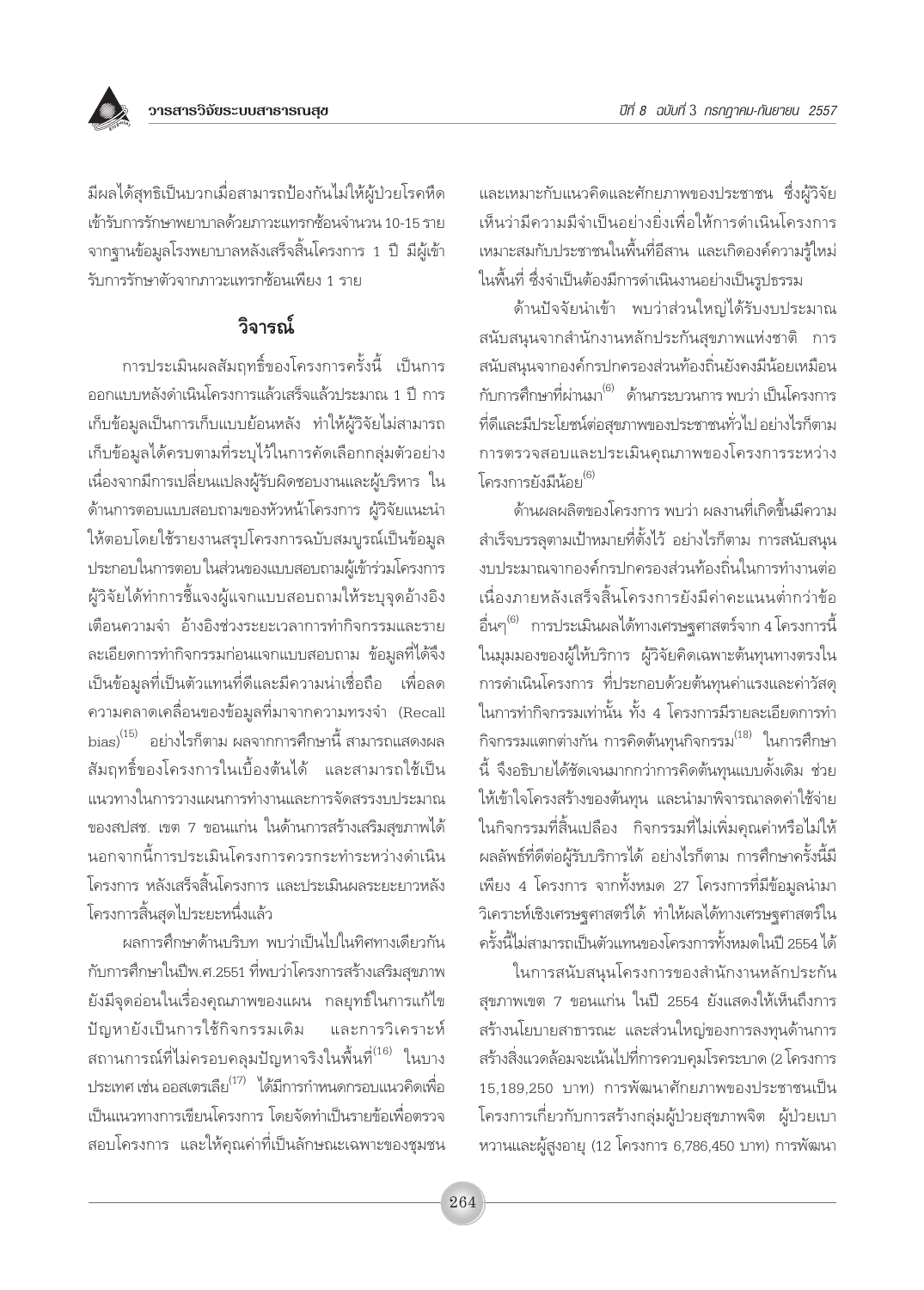มีผลได้สุทธิเป็นบวกเมื่อสามารถป้องกันไม่ให้ผู้ป่วยโรคหืดเข้ารับการรักษาพยาบาลด้วยภาวะแทรกซ้อนจำนวน 10-15 ราย จากฐานข้อมูลโรงพยาบาลหลังเสร็จสิ้นโครงการ 1 ปี มีผู้เข้ารับการรักษาตัวจากภาวะแทรกซ้อนเพียง 1 ราย

## วิจารณ์

การประเมินผลสัมฤทธิ์ของโครงการครั้งนี้ เป็นการออกแบบหลังดำเนินโครงการแล้วเสร็จแล้วประมาณ 1 ปี การเก็บข้อมูลเป็นการเก็บแบบย้อนหลัง ทำให้ผู้วิจัยไม่สามารถเก็บข้อมูลได้ครบตามที่ระบุไว้ในการคัดเลือกกลุ่มตัวอย่าง เนื่องจากมีการเปลี่ยนแปลงผู้รับผิดชอบงานและผู้บริหาร ในด้านการตอบแบบสอบถามของหัวหน้าโครงการ ผู้วิจัยแนะนำให้ตอบโดยใช้รายงานสรุปโครงการฉบับสมบูรณ์เป็นข้อมูลประกอบในการตอบ ในส่วนของแบบสอบถามผู้เข้าร่วมโครงการ ผู้วิจัยได้ทำการชี้แจงผู้แจกแบบสอบถามให้ระบุจุดอ้างอิงเตือนความจำ อ้างอิงช่วงระยะเวลาการทำกิจกรรมและรายละเอียดการทำกิจกรรมก่อนแจกแบบสอบถาม ข้อมูลที่ได้จึงเป็นข้อมูลที่เป็นตัวแทนที่ดีและมีความน่าเชื่อถือ เพื่อลดความคลาดเคลื่อนของข้อมูลที่มาจากความทรงจำ (Recall bias)[15] อย่างไรก็ตาม ผลจากการศึกษานี้ สามารถแสดงผลสัมฤทธิ์ของโครงการในเบื้องต้นได้ และสามารถใช้เป็นแนวทางในการวางแผนการทำงานและการจัดสรรงบประมาณของสปสช. เขต 7 ขอนแก่น ในด้านการสร้างเสริมสุขภาพได้ นอกจากนี้การประเมินโครงการควรกระทำระหว่างดำเนินโครงการ หลังเสร็จสิ้นโครงการ และประเมินผลระยะยาวหลังโครงการสิ้นสุดไประยะหนึ่งแล้ว

ผลการศึกษาด้านบริบท พบว่าเป็นไปในทิศทางเดียวกันกับการศึกษาในปีพ.ศ.2551 ที่พบว่าโครงการสร้างเสริมสุขภาพยังมีจุดอ่อนในเรื่องคุณภาพของแผน กลยุทธ์ในการแก้ไขปัญหายังเป็นการใช้กิจกรรมเดิม และการวิเคราะห์สถานการณ์ที่ไม่ครอบคลุมปัญหาจริงในพื้นที่[16] ในบางประเทศ เช่น ออสเตรเลีย[17] ได้มีการกำหนดกรอบแนวคิดเพื่อเป็นแนวทางการเขียนโครงการ โดยจัดทำเป็นรายข้อเพื่อตรวจสอบโครงการ และให้คุณค่าที่เป็นลักษณะเฉพาะของชุมชนและเหมาะกับแนวคิดและศักยภาพของประชาชน ซึ่งผู้วิจัยเห็นว่ามีความมีจำเป็นอย่างยิ่งเพื่อให้การดำเนินโครงการเหมาะสมกับประชาชนในพื้นที่อีสาน และเกิดองค์ความรู้ใหม่ในพื้นที่ ซึ่งจำเป็นต้องมีการดำเนินงานอย่างเป็นรูปธรรม

ด้านปัจจัยนำเข้า พบว่าส่วนใหญ่ได้รับงบประมาณสนับสนุนจากสำนักงานหลักประกันสุขภาพแห่งชาติ การสนับสนุนจากองค์กรปกครองส่วนท้องถิ่นยังคงมีน้อยเหมือนกับการศึกษาที่ผ่านมา[6] ด้านกระบวนการ พบว่า เป็นโครงการที่ดีและมีประโยชน์ต่อสุขภาพของประชาชนทั่วไป อย่างไรก็ตาม การตรวจสอบและประเมินคุณภาพของโครงการระหว่างโครงการยังมีน้อย[6]

ด้านผลผลิตของโครงการ พบว่า ผลงานที่เกิดขึ้นมีความสำเร็จบรรลุตามเป้าหมายที่ตั้งไว้ อย่างไรก็ตาม การสนับสนุนงบประมาณจากองค์กรปกครองส่วนท้องถิ่นในการทำงานต่อเนื่องภายหลังเสร็จสิ้นโครงการยังมีค่าคะแนนต่ำกว่าข้ออื่นๆ[6] การประเมินผลได้ทางเศรษฐศาสตร์จาก 4 โครงการนี้ ในมุมมองของผู้ให้บริการ ผู้วิจัยคิดเฉพาะต้นทุนทางตรงในการดำเนินโครงการ ที่ประกอบด้วยต้นทุนค่าแรงและค่าวัสดุในการทำกิจกรรมเท่านั้น ทั้ง 4 โครงการมีรายละเอียดการทำกิจกรรมแตกต่างกัน การคิดต้นทุนกิจกรรม[18] ในการศึกษานี้ จึงอธิบายได้ชัดเจนมากกว่าการคิดต้นทุนแบบดั้งเดิม ช่วยให้เข้าใจโครงสร้างของต้นทุน และนำมาพิจารณาลดค่าใช้จ่ายในกิจกรรมที่สิ้นเปลือง กิจกรรมที่ไม่เพิ่มคุณค่าหรือไม่ให้ผลลัพธ์ที่ดีต่อผู้รับบริการได้ อย่างไรก็ตาม การศึกษาครั้งนี้มีเพียง 4 โครงการ จากทั้งหมด 27 โครงการที่มีข้อมูลนำมาวิเคราะห์เชิงเศรษฐศาสตร์ได้ ทำให้ผลได้ทางเศรษฐศาสตร์ในครั้งนี้ไม่สามารถเป็นตัวแทนของโครงการทั้งหมดในปี 2554 ได้

ในการสนับสนุนโครงการของสำนักงานหลักประกันสุขภาพเขต 7 ขอนแก่น ในปี 2554 ยังแสดงให้เห็นถึงการสร้างนโยบายสาธารณะ และส่วนใหญ่ของการลงทุนด้านการสร้างสิ่งแวดล้อมจะเน้นไปที่การควบคุมโรคระบาด (2 โครงการ 15,189,250 บาท) การพัฒนาศักยภาพของประชาชนเป็นโครงการเกี่ยวกับการสร้างกลุ่มผู้ป่วยสุขภาพจิต ผู้ป่วยเบาหวานและผู้สูงอายุ (12 โครงการ 6,786,450 บาท) การพัฒนา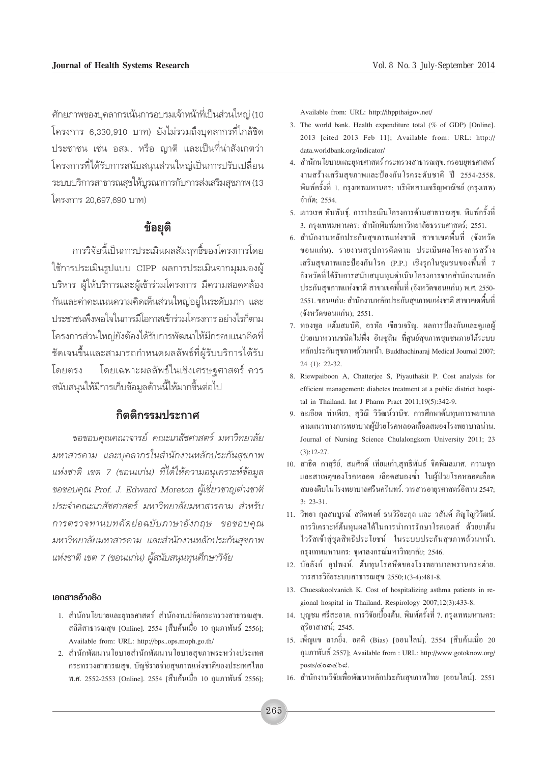ศักยภาพของบุคลากรเน้นการอบรมเจ้าหน้าที่เป็นส่วนใหญ่ (10 โครงการ 6,330,910 บาท) ยังไม่รวมถึงบุคลากรที่ใกล้ชิดประชาชน เช่น อสม. หรือ ญาติ และเป็นที่น่าสังเกตว่าโครงการที่ได้รับการสนับสนุนส่วนใหญ่เป็นการปรับเปลี่ยนระบบบริการสาธารณสุขให้บูรณาการกับการส่งเสริมสุขภาพ (13 โครงการ 20,697,690 บาท)

## ข้อยุติ

การวิจัยนี้เป็นการประเมินผลสัมฤทธิ์ของโครงการโดยใช้การประเมินรูปแบบ CIPP ผลการประเมินจากมุมมองผู้บริหาร ผู้ให้บริการและผู้เข้าร่วมโครงการ มีความสอดคล้องกันและค่าคะแนนความคิดเห็นส่วนใหญ่อยู่ในระดับมาก และประชาชนพึงพอใจในการมีโอกาสเข้าร่วมโครงการ อย่างไรก็ตามโครงการส่วนใหญ่ยังต้องได้รับการพัฒนาให้มีกรอบแนวคิดที่ชัดเจนขึ้นและสามารถกำหนดผลลัพธ์ที่ผู้รับบริการได้รับโดยตรง โดยเฉพาะผลลัพธ์ในเชิงเศรษฐศาสตร์ ควรสนับสนุนให้มีการเก็บข้อมูลด้านนี้ให้มากขึ้นต่อไป

## กิตติกรรมประกาศ

*ขอขอบคุณคณาจารย์ คณะเภสัชศาสตร์ มหาวิทยาลัยมหาสารคาม และบุคลากรในสำนักงานหลักประกันสุขภาพแห่งชาติ เขต 7 (ขอนแก่น) ที่ได้ให้ความอนุเคราะห์ข้อมูล ขอขอบคุณ Prof. J. Edward Moreton ผู้เชี่ยวชาญต่างชาติประจำคณะเภสัชศาสตร์ มหาวิทยาลัยมหาสารคาม สำหรับการตรวจทานบทคัดย่อฉบับภาษาอังกฤษ ขอขอบคุณมหาวิทยาลัยมหาสารคาม และสำนักงานหลักประกันสุขภาพแห่งชาติ เขต 7 (ขอนแก่น) ผู้สนับสนุนทุนศึกษาวิจัย*

### เอกสารอ้างอิง

1. สำนักนโยบายและยุทธศาสตร์ สำนักงานปลัดกระทรวงสาธารณสุข. สถิติสาธารณสุข [Online]. 2554 [สืบค้นเมื่อ 10 กุมภาพันธ์ 2556]; Available from: URL: http://bps..ops.moph.go.th/
2. สำนักพัฒนานโยบายสำนักพัฒนานโยบายสุขภาพระหว่างประเทศ กระทรวงสาธารณสุข. บัญชีรายจ่ายสุขภาพแห่งชาติของประเทศไทย พ.ศ. 2552-2553 [Online]. 2554 [สืบค้นเมื่อ 10 กุมภาพันธ์ 2556]; Available from: URL: http://ihppthaigov.net/
3. The world bank. Health expenditure total (% of GDP) [Online]. 2013 [cited 2013 Feb 11]; Available from: URL: http://data.worldbank.org/indicator/
4. สำนักนโยบายและยุทธศาสตร์ กระทรวงสาธารณสุข. กรอบยุทธศาสตร์งานสร้างเสริมสุขภาพและป้องกันโรคระดับชาติ ปี 2554-2558. พิมพ์ครั้งที่ 1. กรุงเทพมหานคร: บริษัทสามเจริญพาณิชย์ (กรุงเทพ) จำกัด; 2554.
5. เยาวเรศ ทับพันธุ์. การประเมินโครงการด้านสาธารณสุข. พิมพ์ครั้งที่ 3. กรุงเทพมหานคร: สำนักพิมพ์มหาวิทยาลัยธรรมศาสตร์; 2551.
6. สำนักงานหลักประกันสุขภาพแห่งชาติ สาขาเขตพื้นที่ (จังหวัดขอนแก่น). รายงานสรุปการติดตาม ประเมินผลโครงการสร้างเสริมสุขภาพและป้องกันโรค (P.P.) เชิงรุกในชุมชนของพื้นที่ 7 จังหวัดที่ได้รับการสนับสนุนทุนดำเนินโครงการจากสำนักงานหลักประกันสุขภาพแห่งชาติ สาขาเขตพื้นที่ (จังหวัดขอนแก่น) พ.ศ. 2550-2551. ขอนแก่น: สำนักงานหลักประกันสุขภาพแห่งชาติ สาขาเขตพื้นที่ (จังหวัดขอนแก่น); 2551.
7. ทองพูล แต้มสมบัติ, อรทัย เขียวเจริญ. ผลการป้องกันและดูแลผู้ป่วยเบาหวานชนิดไม่พึ่ง อินซูลิน ที่ศูนย์สุขภาพชุมชนภายใต้ระบบหลักประกันสุขภาพถ้วนหน้า. Buddhachinaraj Medical Journal 2007; 24 (1): 22-32.
8. Riewpaiboon A, Chatterjee S, Piyauthakit P. Cost analysis for efficient management: diabetes treatment at a public district hospital in Thailand. Int J Pharm Pract 2011;19(5):342-9.
9. ละเอียด ทำเพียร, สุวิณี วิวัฒน์วานิช. การศึกษาต้นทุนการพยาบาลตามแนวทางการพยาบาลผู้ป่วยโรคหลอดเลือดสมองโรงพยาบาลน่าน. Journal of Nursing Science Chulalongkorn University 2011; 23 (3):12-27.
10. สาธิต กาสุริย์, สมศักดิ์ เทียมเก่า,สุทธิพันธ์ จิตพิมลมาศ. ความชุกและสาเหตุของโรคหลอด เลือดสมองซ้ำ ในผู้ป่วยโรคหลอดเลือดสมองตีบในโรงพยาบาลศรีนครินทร์. วารสารอายุรศาสตร์อีสาน 2547; 3: 23-31.
11. วิทยา กุลสมบูรณ์ สถิตพงศ์ ธนวิริยะกุล และ วสันต์ ภิญโญวิวัฒน์. การวิเคราะห์ต้นทุนผลได้ในการนำการรักษาโรคเอดส์ ด้วยยาต้านไวรัสเข้าสู่ชุดสิทธิประโยชน์ ในระบบประกันสุขภาพถ้วนหน้า. กรุงเทพมหานคร: จุฬาลงกรณ์มหาวิทยาลัย; 2546.
12. บัลลังก์ อุปพงษ์. ต้นทุนโรคหืดของโรงพยาบาลพรานกระต่าย. วารสารวิจัยระบบสาธารณสุข 2550;1(3-4):481-8.
13. Chuesakoolvanich K. Cost of hospitalizing asthma patients in regional hospital in Thailand. Respirology 2007;12(3):433-8.
14. บุญชม ศรีสะอาด. การวิจัยเบื้องต้น. พิมพ์ครั้งที่ 7. กรุงเทพมหานคร: สุริยาสาสน์; 2545.
15. เพ็ญแข ลาภยิ่ง. อคติ (Bias) [ออนไลน์]. 2554 [สืบค้นเมื่อ 20 กุมภาพันธ์ 2557]; Available from : URL: http://www.gotoknow.org/posts/๔๐๓๔๖๘.
16. สำนักงานวิจัยเพื่อพัฒนาหลักประกันสุขภาพไทย [ออนไลน์]. 2551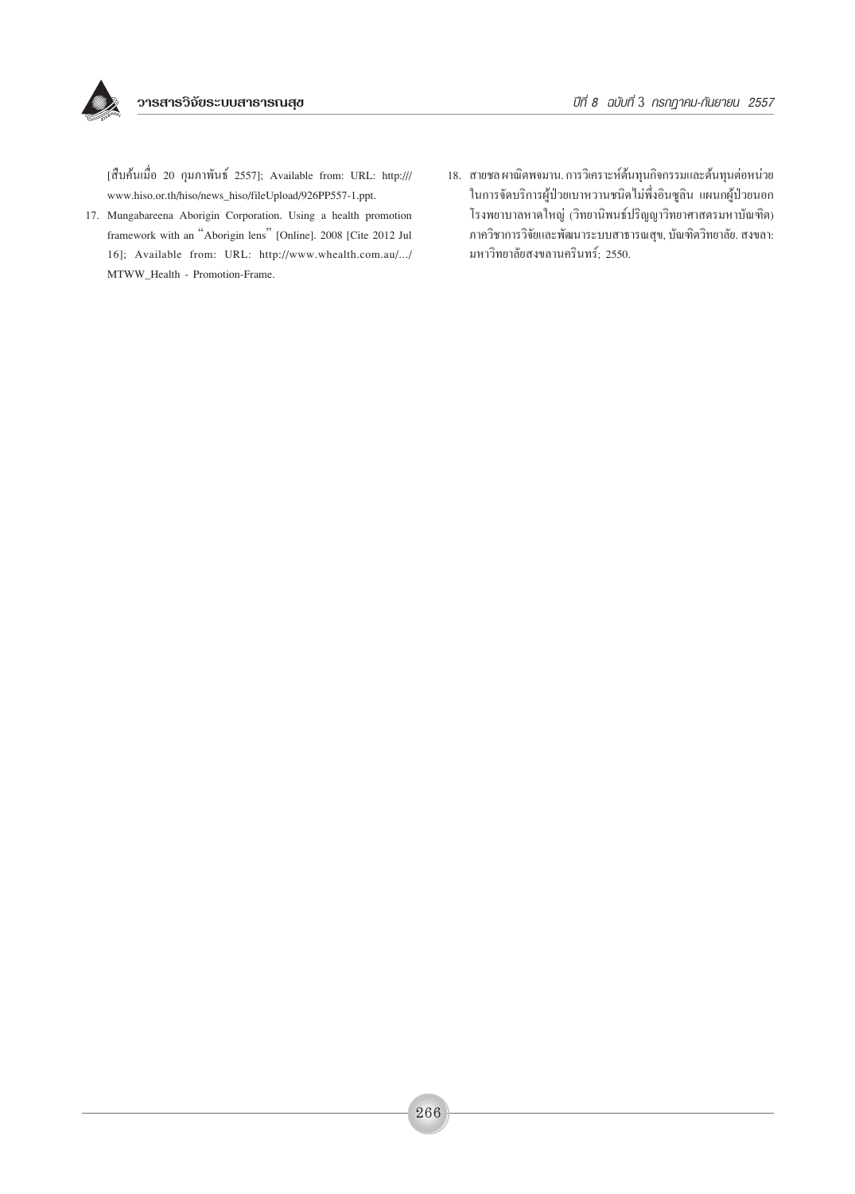[สืบค้นเมื่อ 20 กุมภาพันธ์ 2557]; Available from: URL: http:///www.hiso.or.th/hiso/news_hiso/fileUpload/926PP557-1.ppt.

17. Mungabareena Aborigin Corporation. Using a health promotion framework with an "Aborigin lens" [Online]. 2008 [Cite 2012 Jul 16]; Available from: URL: http://www.whealth.com.au/.../MTWW_Health - Promotion-Frame.

18. สายชล ผาณิตพจมาน. การวิเคราะห์ต้นทุนกิจกรรมและต้นทุนต่อหน่วยในการจัดบริการผู้ป่วยเบาหวานชนิดไม่พึ่งอินซูลิน แผนกผู้ป่วยนอก โรงพยาบาลหาดใหญ่ (วิทยานิพนธ์ปริญญาวิทยาศาสตรมหาบัณฑิต) ภาควิชาการวิจัยและพัฒนาระบบสาธารณสุข, บัณฑิตวิทยาลัย. สงขลา: มหาวิทยาลัยสงขลานครินทร์; 2550.